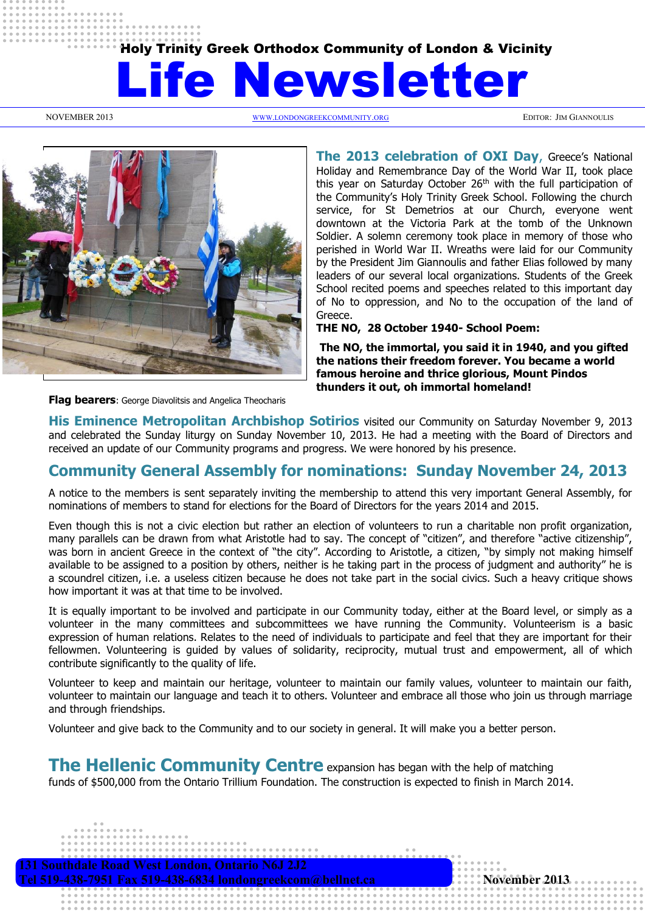**Holy Trinity Greek Orthodox Community of London & Vicinity**

# Life Newsletter

NOVEMBER 2013 | WWW.LONDONGREEKCOMMUNITY.ORG | EDITOR: JIM GIANNOULIS

**The 2013 celebration of OXI Day**, Greece's National Holiday and Remembrance Day of the World War II, took place this year on Saturday October 26th with the full participation of the Community's Holy Trinity Greek School. Following the church service, for St Demetrios at our Church, everyone went downtown at the Victoria Park at the tomb of the Unknown Soldier. A solemn ceremony took place in memory of those who perished in World War II. Wreaths were laid for our Community by the President Jim Giannoulis and father Elias followed by many leaders of our several local organizations. Students of the Greek School recited poems and speeches related to this important day of No to oppression, and No to the occupation of the land of Greece.

**THE NO, 28 October 1940- School Poem:**

**The NO, the immortal, you said it in 1940, and you gifted the nations their freedom forever. You became a world famous heroine and thrice glorious, Mount Pindos thunders it out, oh immortal homeland!**

**Flag bearers**: George Diavolitsis and Angelica Theocharis

**His Eminence Metropolitan Archbishop Sotirios** visited our Community on Saturday November 9, 2013 and celebrated the Sunday liturgy on Sunday November 10, 2013. He had a meeting with the Board of Directors and received an update of our Community programs and progress. We were honored by his presence.

## Community General Assembly for nominations: Sunday November 24, 2013

A notice to the members is sent separately inviting the membership to attend this very important General Assembly, for nominations of members to stand for elections for the Board of Directors for the years 2014 and 2015.

Even though this is not a civic election but rather an election of volunteers to run a charitable non profit organization, many parallels can be drawn from what Aristotle had to say. The concept of "citizen", and therefore "active citizenship", was born in ancient Greece in the context of "the city". According to Aristotle, a citizen, "by simply not making himself available to be assigned to a position by others, neither is he taking part in the process of judgment and authority" he is a scoundrel citizen, i.e. a useless citizen because he does not take part in the social civics. Such a heavy critique shows how important it was at that time to be involved.

It is equally important to be involved and participate in our Community today, either at the Board level, or simply as a volunteer in the many committees and subcommittees we have running the Community. Volunteerism is a basic expression of human relations. Relates to the need of individuals to participate and feel that they are important for their fellowmen. Volunteering is guided by values of solidarity, reciprocity, mutual trust and empowerment, all of which contribute significantly to the quality of life.

Volunteer to keep and maintain our heritage, volunteer to maintain our family values, volunteer to maintain our faith, volunteer to maintain our language and teach it to others. Volunteer and embrace all those who join us through marriage and through friendships.

Volunteer and give back to the Community and to our society in general. It will make you a better person.

**The Hellenic Community Centre** expansion has began with the help of matching funds of $500,000 from the Ontario Trillium Foundation. The construction is expected to finish in March 2014.

131 Southdale Road West London, Ontario N6J 2J2
Tel 519-438-7951 Fax 519-438-6834 londongreekcom@bellnet.ca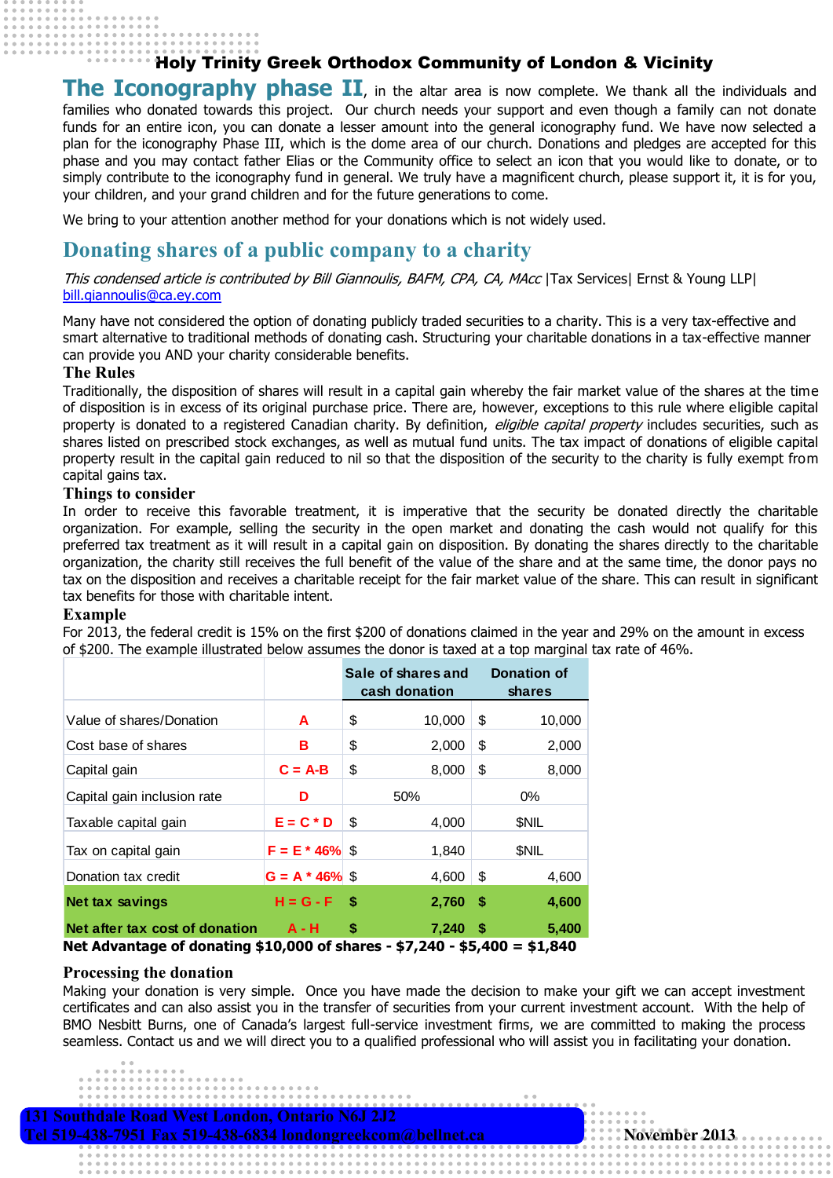**Holy Trinity Greek Orthodox Community of London & Vicinity**

**The Iconography phase II**, in the altar area is now complete. We thank all the individuals and families who donated towards this project. Our church needs your support and even though a family can not donate funds for an entire icon, you can donate a lesser amount into the general iconography fund. We have now selected a plan for the iconography Phase III, which is the dome area of our church. Donations and pledges are accepted for this phase and you may contact father Elias or the Community office to select an icon that you would like to donate, or to simply contribute to the iconography fund in general. We truly have a magnificent church, please support it, it is for you, your children, and your grand children and for the future generations to come.

We bring to your attention another method for your donations which is not widely used.

## Donating shares of a public company to a charity

*This condensed article is contributed by Bill Giannoulis, BAFM, CPA, CA, MAcc* |Tax Services| Ernst & Young LLP| bill.giannoulis@ca.ey.com

Many have not considered the option of donating publicly traded securities to a charity. This is a very tax-effective and smart alternative to traditional methods of donating cash. Structuring your charitable donations in a tax-effective manner can provide you AND your charity considerable benefits.

### The Rules

Traditionally, the disposition of shares will result in a capital gain whereby the fair market value of the shares at the time of disposition is in excess of its original purchase price. There are, however, exceptions to this rule where eligible capital property is donated to a registered Canadian charity. By definition, *eligible capital property* includes securities, such as shares listed on prescribed stock exchanges, as well as mutual fund units. The tax impact of donations of eligible capital property result in the capital gain reduced to nil so that the disposition of the security to the charity is fully exempt from capital gains tax.

### Things to consider

In order to receive this favorable treatment, it is imperative that the security be donated directly the charitable organization. For example, selling the security in the open market and donating the cash would not qualify for this preferred tax treatment as it will result in a capital gain on disposition. By donating the shares directly to the charitable organization, the charity still receives the full benefit of the value of the share and at the same time, the donor pays no tax on the disposition and receives a charitable receipt for the fair market value of the share. This can result in significant tax benefits for those with charitable intent.

### Example

For 2013, the federal credit is 15% on the first $200 of donations claimed in the year and 29% on the amount in excess of $200. The example illustrated below assumes the donor is taxed at a top marginal tax rate of 46%.

| | | Sale of shares and cash donation | Donation of shares |
|---|---|---|---|
| Value of shares/Donation | A | $ 10,000 | $ 10,000 |
| Cost base of shares | B | $ 2,000 | $ 2,000 |
| Capital gain | C = A-B | $ 8,000 | $ 8,000 |
| Capital gain inclusion rate | D | 50% | 0% |
| Taxable capital gain | E = C * D | $ 4,000 | $NIL |
| Tax on capital gain | F = E * 46% | $ 1,840 | $NIL |
| Donation tax credit | G = A * 46% | $ 4,600 | $ 4,600 |
| **Net tax savings** | H = G - F | **$ 2,760** | **$ 4,600** |
| **Net after tax cost of donation** | A - H | **$ 7,240** | **$ 5,400** |

**Net Advantage of donating $10,000 of shares - $7,240 - $5,400 = $1,840**

### Processing the donation

Making your donation is very simple. Once you have made the decision to make your gift we can accept investment certificates and can also assist you in the transfer of securities from your current investment account. With the help of BMO Nesbitt Burns, one of Canada's largest full-service investment firms, we are committed to making the process seamless. Contact us and we will direct you to a qualified professional who will assist you in facilitating your donation.

131 Southdale Road West London, Ontario N6J 2J2
Tel 519-438-7951 Fax 519-438-6834 londongreekcom@bellnet.ca

November 2013